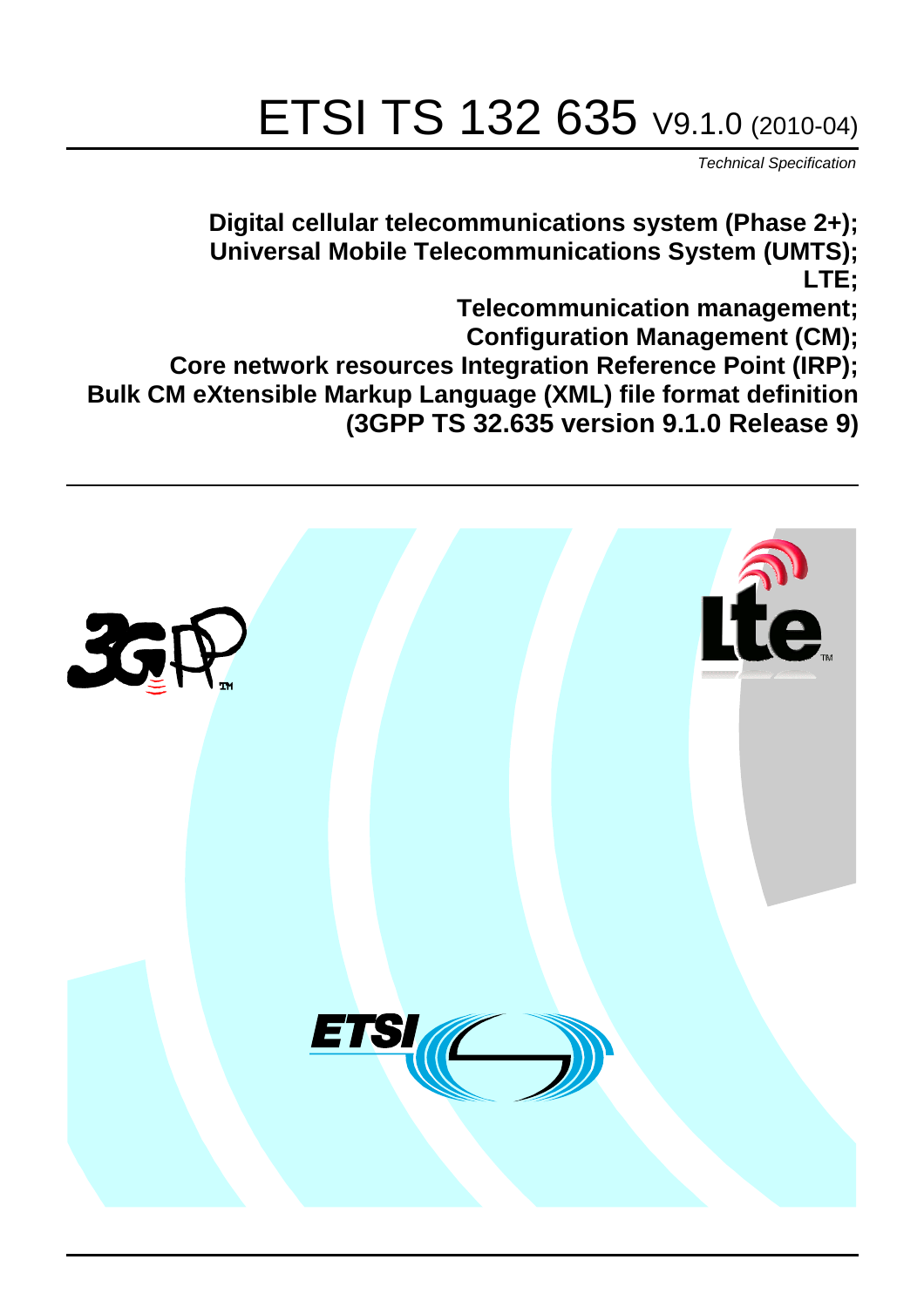# ETSI TS 132 635 V9.1.0 (2010-04)

*Technical Specification*

**Digital cellular telecommunications system (Phase 2+); Universal Mobile Telecommunications System (UMTS); LTE; Telecommunication management; Configuration Management (CM); Core network resources Integration Reference Point (IRP); Bulk CM eXtensible Markup Language (XML) file format definition (3GPP TS 32.635 version 9.1.0 Release 9)**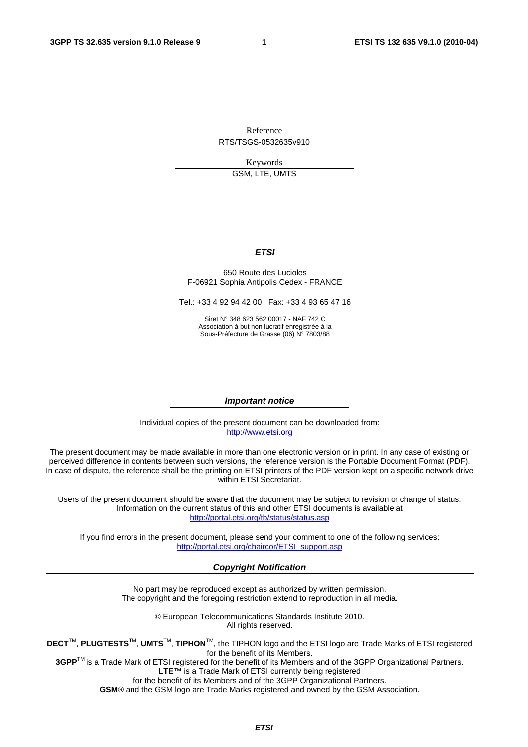Reference

RTS/TSGS-0532635v910

Keywords

GSM, LTE, UMTS

***ETSI***

650 Route des Lucioles
F-06921 Sophia Antipolis Cedex - FRANCE

Tel.: +33 4 92 94 42 00 Fax: +33 4 93 65 47 16

Siret N° 348 623 562 00017 - NAF 742 C
Association à but non lucratif enregistrée à la
Sous-Préfecture de Grasse (06) N° 7803/88

***Important notice***

Individual copies of the present document can be downloaded from:
http://www.etsi.org

The present document may be made available in more than one electronic version or in print. In any case of existing or perceived difference in contents between such versions, the reference version is the Portable Document Format (PDF). In case of dispute, the reference shall be the printing on ETSI printers of the PDF version kept on a specific network drive within ETSI Secretariat.

Users of the present document should be aware that the document may be subject to revision or change of status. Information on the current status of this and other ETSI documents is available at
http://portal.etsi.org/tb/status/status.asp

If you find errors in the present document, please send your comment to one of the following services:
http://portal.etsi.org/chaircor/ETSI_support.asp

***Copyright Notification***

No part may be reproduced except as authorized by written permission.
The copyright and the foregoing restriction extend to reproduction in all media.

© European Telecommunications Standards Institute 2010.
All rights reserved.

**DECT**™, **PLUGTESTS**™, **UMTS**™, **TIPHON**™, the TIPHON logo and the ETSI logo are Trade Marks of ETSI registered for the benefit of its Members.
**3GPP**™ is a Trade Mark of ETSI registered for the benefit of its Members and of the 3GPP Organizational Partners.
**LTE**™ is a Trade Mark of ETSI currently being registered
for the benefit of its Members and of the 3GPP Organizational Partners.
**GSM**® and the GSM logo are Trade Marks registered and owned by the GSM Association.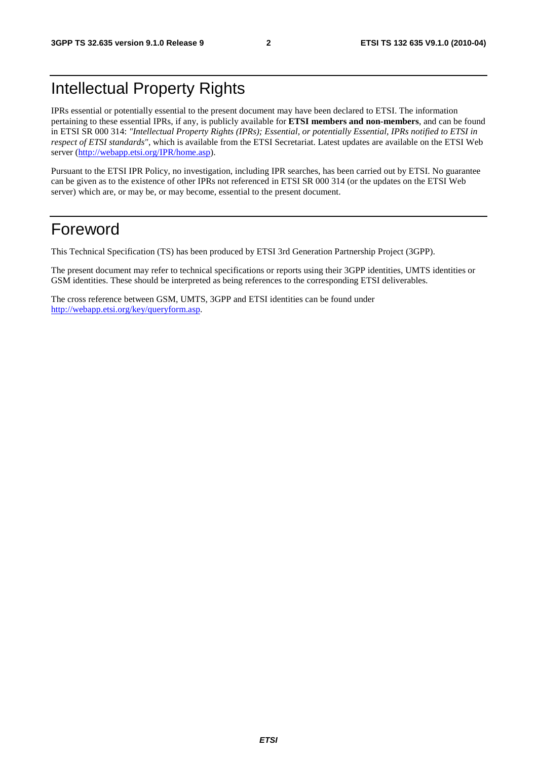# Intellectual Property Rights

IPRs essential or potentially essential to the present document may have been declared to ETSI. The information pertaining to these essential IPRs, if any, is publicly available for **ETSI members and non-members**, and can be found in ETSI SR 000 314: *"Intellectual Property Rights (IPRs); Essential, or potentially Essential, IPRs notified to ETSI in respect of ETSI standards"*, which is available from the ETSI Secretariat. Latest updates are available on the ETSI Web server (http://webapp.etsi.org/IPR/home.asp).

Pursuant to the ETSI IPR Policy, no investigation, including IPR searches, has been carried out by ETSI. No guarantee can be given as to the existence of other IPRs not referenced in ETSI SR 000 314 (or the updates on the ETSI Web server) which are, or may be, or may become, essential to the present document.

# Foreword

This Technical Specification (TS) has been produced by ETSI 3rd Generation Partnership Project (3GPP).

The present document may refer to technical specifications or reports using their 3GPP identities, UMTS identities or GSM identities. These should be interpreted as being references to the corresponding ETSI deliverables.

The cross reference between GSM, UMTS, 3GPP and ETSI identities can be found under http://webapp.etsi.org/key/queryform.asp.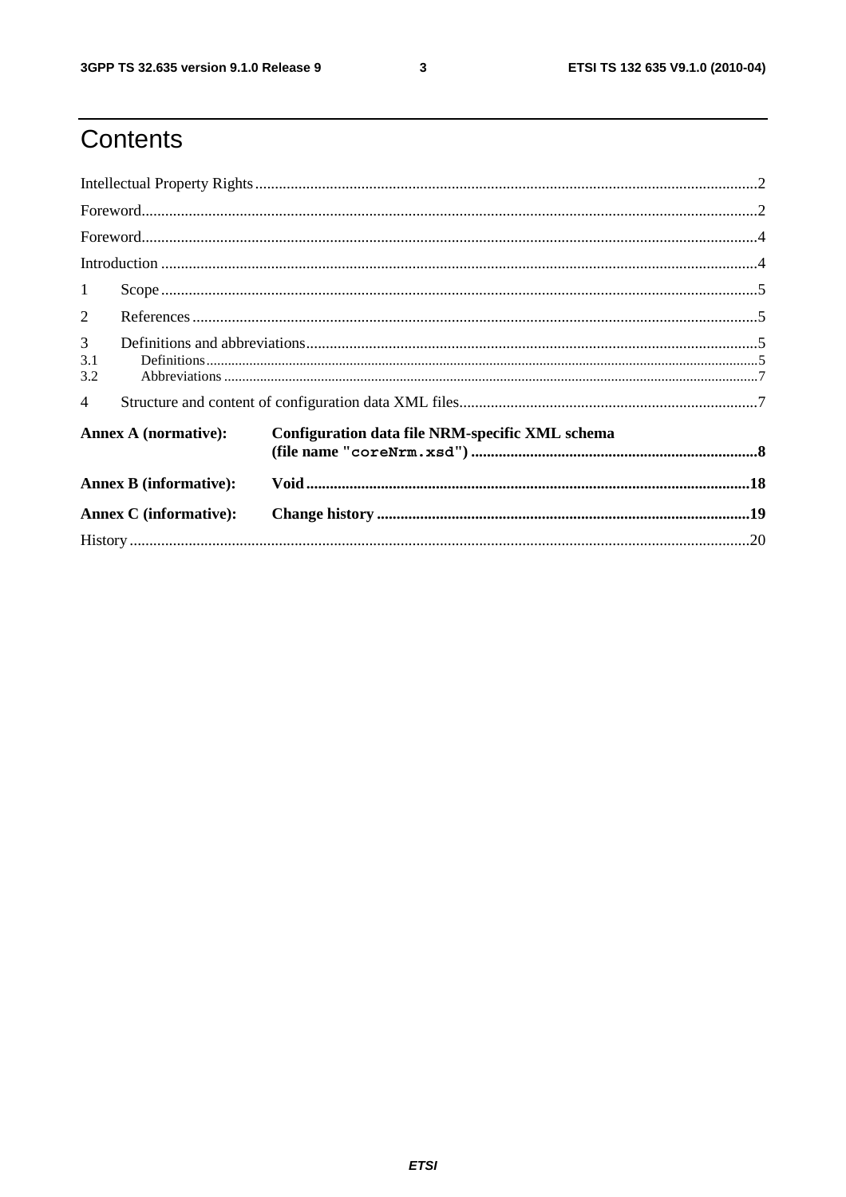# Contents

Intellectual Property Rights ..... 2

Foreword ..... 2

Foreword ..... 4

Introduction ..... 4

1 Scope ..... 5

2 References ..... 5

3 Definitions and abbreviations ..... 5

3.1 Definitions ..... 5

3.2 Abbreviations ..... 7

4 Structure and content of configuration data XML files ..... 7

**Annex A (normative): Configuration data file NRM-specific XML schema (file name "`coreNrm.xsd`") ..... 8**

**Annex B (informative): Void ..... 18**

**Annex C (informative): Change history ..... 19**

History ..... 20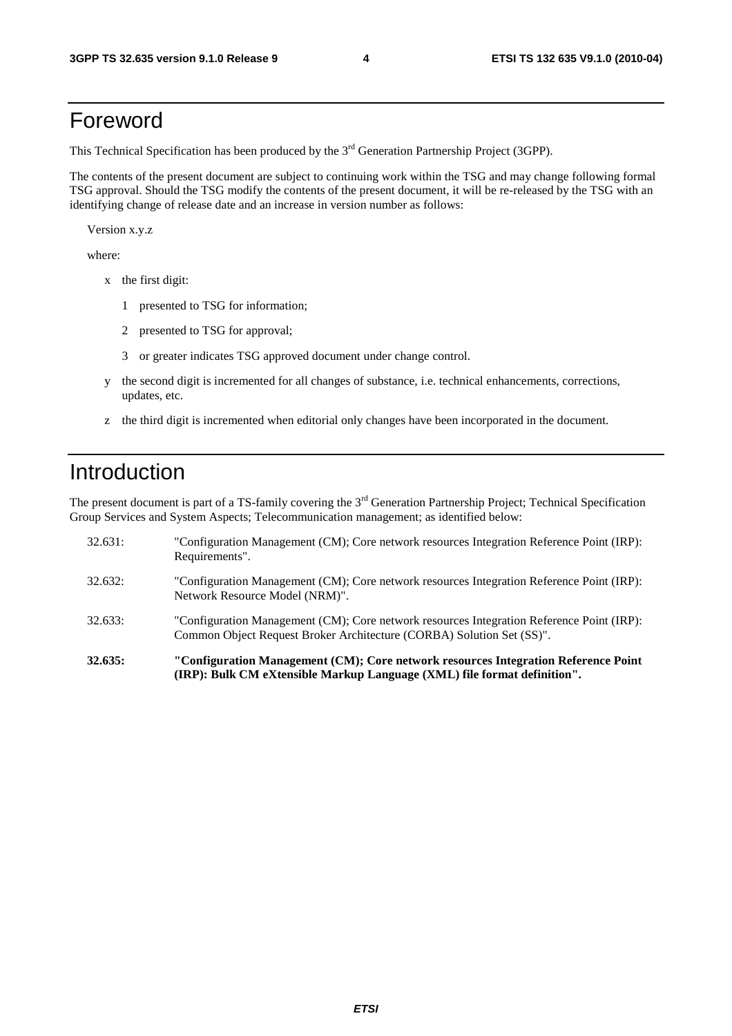# Foreword

This Technical Specification has been produced by the 3rd Generation Partnership Project (3GPP).

The contents of the present document are subject to continuing work within the TSG and may change following formal TSG approval. Should the TSG modify the contents of the present document, it will be re-released by the TSG with an identifying change of release date and an increase in version number as follows:

Version x.y.z

where:

- x the first digit:
  - 1 presented to TSG for information;
  - 2 presented to TSG for approval;
  - 3 or greater indicates TSG approved document under change control.
- y the second digit is incremented for all changes of substance, i.e. technical enhancements, corrections, updates, etc.
- z the third digit is incremented when editorial only changes have been incorporated in the document.

# Introduction

The present document is part of a TS-family covering the 3rd Generation Partnership Project; Technical Specification Group Services and System Aspects; Telecommunication management; as identified below:

32.631: "Configuration Management (CM); Core network resources Integration Reference Point (IRP): Requirements".

32.632: "Configuration Management (CM); Core network resources Integration Reference Point (IRP): Network Resource Model (NRM)".

32.633: "Configuration Management (CM); Core network resources Integration Reference Point (IRP): Common Object Request Broker Architecture (CORBA) Solution Set (SS)".

**32.635: "Configuration Management (CM); Core network resources Integration Reference Point (IRP): Bulk CM eXtensible Markup Language (XML) file format definition".**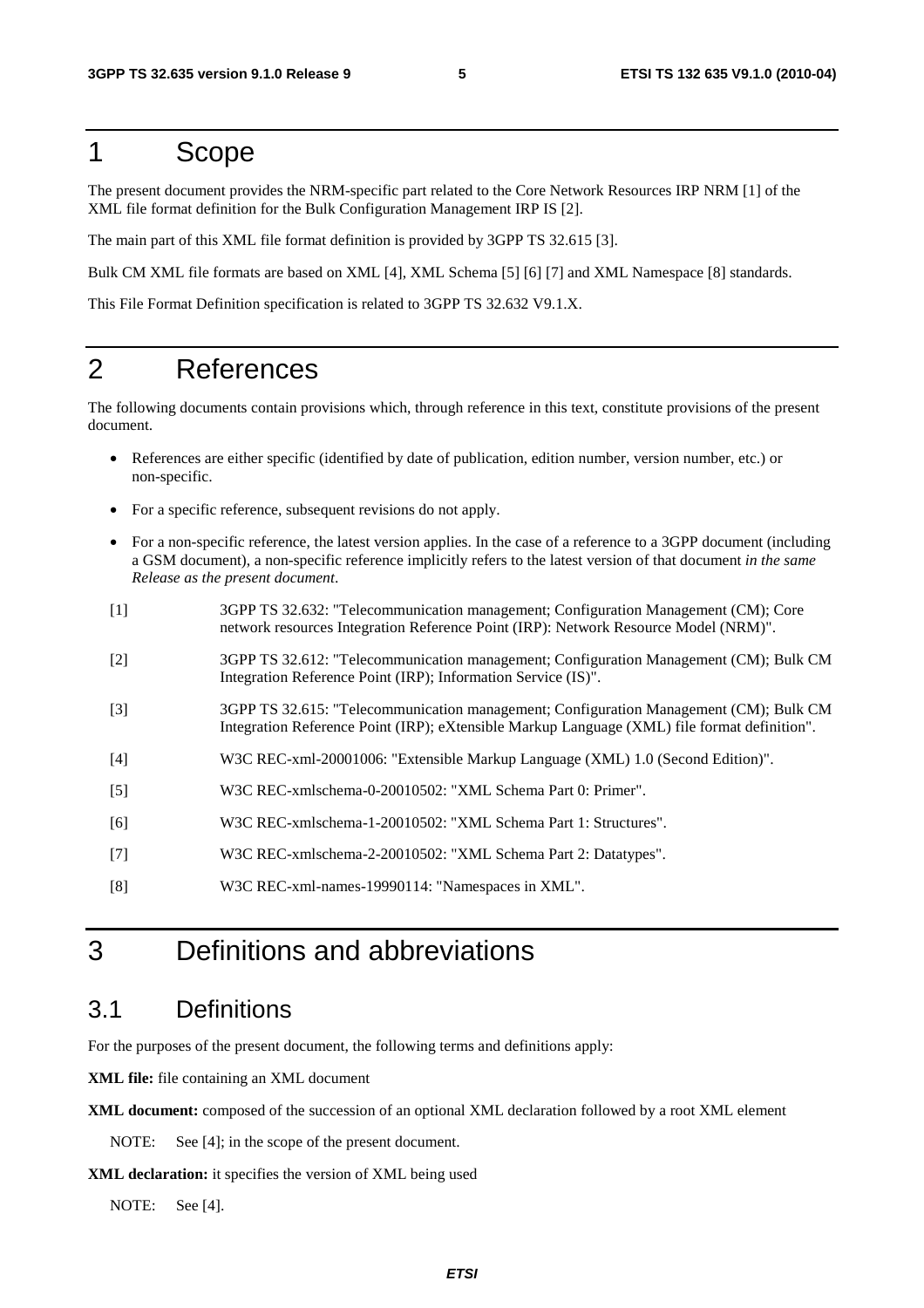# 1 Scope

The present document provides the NRM-specific part related to the Core Network Resources IRP NRM [1] of the XML file format definition for the Bulk Configuration Management IRP IS [2].

The main part of this XML file format definition is provided by 3GPP TS 32.615 [3].

Bulk CM XML file formats are based on XML [4], XML Schema [5] [6] [7] and XML Namespace [8] standards.

This File Format Definition specification is related to 3GPP TS 32.632 V9.1.X.

# 2 References

The following documents contain provisions which, through reference in this text, constitute provisions of the present document.

- References are either specific (identified by date of publication, edition number, version number, etc.) or non-specific.
- For a specific reference, subsequent revisions do not apply.
- For a non-specific reference, the latest version applies. In the case of a reference to a 3GPP document (including a GSM document), a non-specific reference implicitly refers to the latest version of that document *in the same Release as the present document*.

[1] 3GPP TS 32.632: "Telecommunication management; Configuration Management (CM); Core network resources Integration Reference Point (IRP): Network Resource Model (NRM)".

[2] 3GPP TS 32.612: "Telecommunication management; Configuration Management (CM); Bulk CM Integration Reference Point (IRP); Information Service (IS)".

[3] 3GPP TS 32.615: "Telecommunication management; Configuration Management (CM); Bulk CM Integration Reference Point (IRP); eXtensible Markup Language (XML) file format definition".

[4] W3C REC-xml-20001006: "Extensible Markup Language (XML) 1.0 (Second Edition)".

[5] W3C REC-xmlschema-0-20010502: "XML Schema Part 0: Primer".

[6] W3C REC-xmlschema-1-20010502: "XML Schema Part 1: Structures".

[7] W3C REC-xmlschema-2-20010502: "XML Schema Part 2: Datatypes".

[8] W3C REC-xml-names-19990114: "Namespaces in XML".

# 3 Definitions and abbreviations

## 3.1 Definitions

For the purposes of the present document, the following terms and definitions apply:

**XML file:** file containing an XML document

**XML document:** composed of the succession of an optional XML declaration followed by a root XML element

NOTE: See [4]; in the scope of the present document.

**XML declaration:** it specifies the version of XML being used

NOTE: See [4].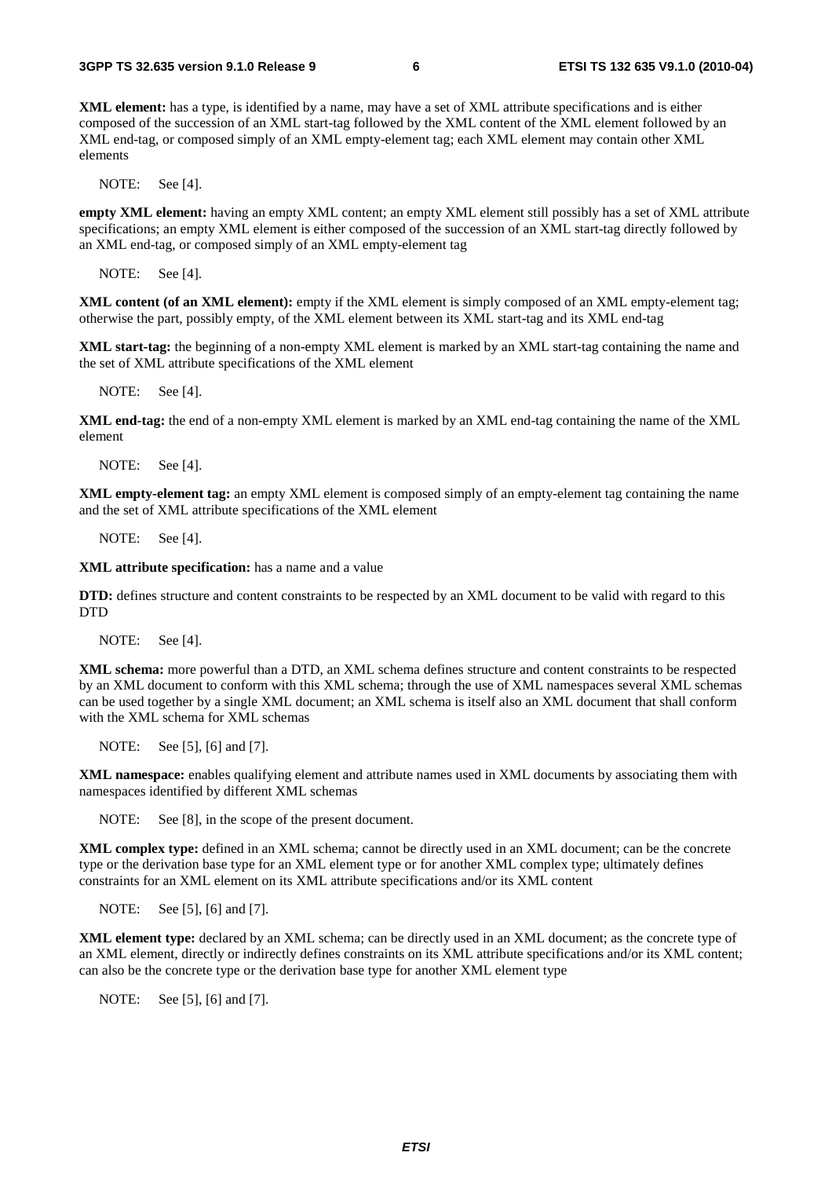**XML element:** has a type, is identified by a name, may have a set of XML attribute specifications and is either composed of the succession of an XML start-tag followed by the XML content of the XML element followed by an XML end-tag, or composed simply of an XML empty-element tag; each XML element may contain other XML elements

NOTE: See [4].

**empty XML element:** having an empty XML content; an empty XML element still possibly has a set of XML attribute specifications; an empty XML element is either composed of the succession of an XML start-tag directly followed by an XML end-tag, or composed simply of an XML empty-element tag

NOTE: See [4].

**XML content (of an XML element):** empty if the XML element is simply composed of an XML empty-element tag; otherwise the part, possibly empty, of the XML element between its XML start-tag and its XML end-tag

**XML start-tag:** the beginning of a non-empty XML element is marked by an XML start-tag containing the name and the set of XML attribute specifications of the XML element

NOTE: See [4].

**XML end-tag:** the end of a non-empty XML element is marked by an XML end-tag containing the name of the XML element

NOTE: See [4].

**XML empty-element tag:** an empty XML element is composed simply of an empty-element tag containing the name and the set of XML attribute specifications of the XML element

NOTE: See [4].

**XML attribute specification:** has a name and a value

**DTD:** defines structure and content constraints to be respected by an XML document to be valid with regard to this DTD

NOTE: See [4].

**XML schema:** more powerful than a DTD, an XML schema defines structure and content constraints to be respected by an XML document to conform with this XML schema; through the use of XML namespaces several XML schemas can be used together by a single XML document; an XML schema is itself also an XML document that shall conform with the XML schema for XML schemas

NOTE: See [5], [6] and [7].

**XML namespace:** enables qualifying element and attribute names used in XML documents by associating them with namespaces identified by different XML schemas

NOTE: See [8], in the scope of the present document.

**XML complex type:** defined in an XML schema; cannot be directly used in an XML document; can be the concrete type or the derivation base type for an XML element type or for another XML complex type; ultimately defines constraints for an XML element on its XML attribute specifications and/or its XML content

NOTE: See [5], [6] and [7].

**XML element type:** declared by an XML schema; can be directly used in an XML document; as the concrete type of an XML element, directly or indirectly defines constraints on its XML attribute specifications and/or its XML content; can also be the concrete type or the derivation base type for another XML element type

NOTE: See [5], [6] and [7].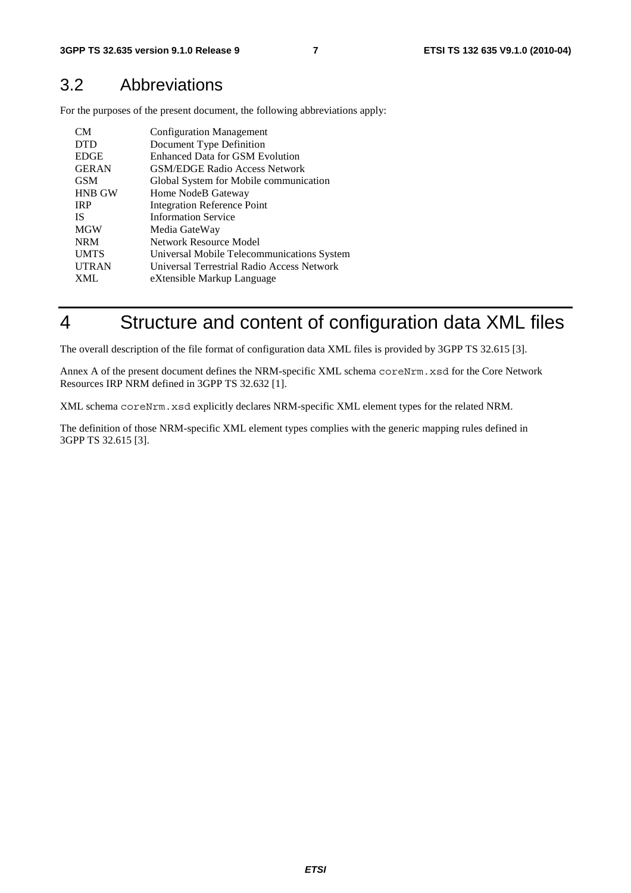## 3.2 Abbreviations

For the purposes of the present document, the following abbreviations apply:

| | |
|---|---|
| CM | Configuration Management |
| DTD | Document Type Definition |
| EDGE | Enhanced Data for GSM Evolution |
| GERAN | GSM/EDGE Radio Access Network |
| GSM | Global System for Mobile communication |
| HNB GW | Home NodeB Gateway |
| IRP | Integration Reference Point |
| IS | Information Service |
| MGW | Media GateWay |
| NRM | Network Resource Model |
| UMTS | Universal Mobile Telecommunications System |
| UTRAN | Universal Terrestrial Radio Access Network |
| XML | eXtensible Markup Language |

# 4 Structure and content of configuration data XML files

The overall description of the file format of configuration data XML files is provided by 3GPP TS 32.615 [3].

Annex A of the present document defines the NRM-specific XML schema `coreNrm.xsd` for the Core Network Resources IRP NRM defined in 3GPP TS 32.632 [1].

XML schema `coreNrm.xsd` explicitly declares NRM-specific XML element types for the related NRM.

The definition of those NRM-specific XML element types complies with the generic mapping rules defined in 3GPP TS 32.615 [3].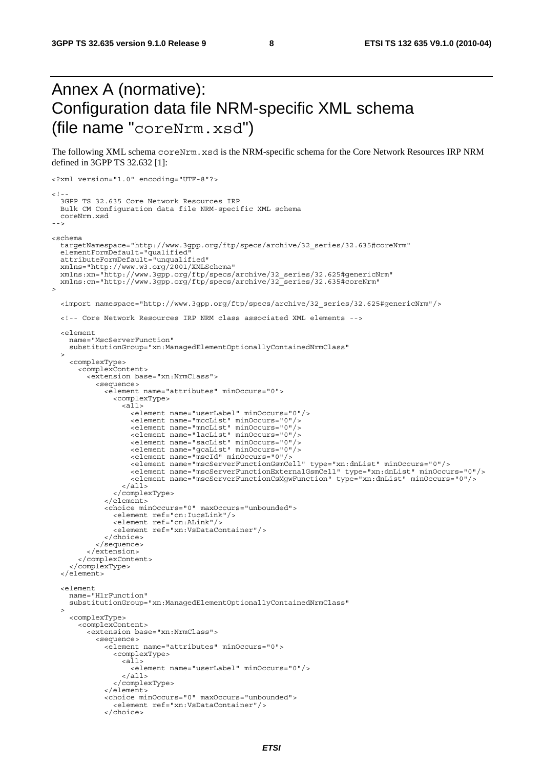# Annex A (normative): Configuration data file NRM-specific XML schema (file name "coreNrm.xsd")

The following XML schema coreNrm.xsd is the NRM-specific schema for the Core Network Resources IRP NRM defined in 3GPP TS 32.632 [1]:

```
<?xml version="1.0" encoding="UTF-8"?>

<!--
  3GPP TS 32.635 Core Network Resources IRP
  Bulk CM Configuration data file NRM-specific XML schema
  coreNrm.xsd
-->

<schema
  targetNamespace="http://www.3gpp.org/ftp/specs/archive/32_series/32.635#coreNrm"
  elementFormDefault="qualified"
  attributeFormDefault="unqualified"
  xmlns="http://www.w3.org/2001/XMLSchema"
  xmlns:xn="http://www.3gpp.org/ftp/specs/archive/32_series/32.625#genericNrm"
  xmlns:cn="http://www.3gpp.org/ftp/specs/archive/32_series/32.635#coreNrm"
>

  <import namespace="http://www.3gpp.org/ftp/specs/archive/32_series/32.625#genericNrm"/>

  <!-- Core Network Resources IRP NRM class associated XML elements -->

  <element
    name="MscServerFunction"
    substitutionGroup="xn:ManagedElementOptionallyContainedNrmClass"
  >
    <complexType>
      <complexContent>
        <extension base="xn:NrmClass">
          <sequence>
            <element name="attributes" minOccurs="0">
              <complexType>
                <all>
                  <element name="userLabel" minOccurs="0"/>
                  <element name="mccList" minOccurs="0"/>
                  <element name="mncList" minOccurs="0"/>
                  <element name="lacList" minOccurs="0"/>
                  <element name="sacList" minOccurs="0"/>
                  <element name="gcaList" minOccurs="0"/>
                  <element name="mscId" minOccurs="0"/>
                  <element name="mscServerFunctionGsmCell" type="xn:dnList" minOccurs="0"/>
                  <element name="mscServerFunctionExternalGsmCell" type="xn:dnList" minOccurs="0"/>
                  <element name="mscServerFunctionCsMgwFunction" type="xn:dnList" minOccurs="0"/>
                </all>
              </complexType>
            </element>
            <choice minOccurs="0" maxOccurs="unbounded">
              <element ref="cn:IucsLink"/>
              <element ref="cn:ALink"/>
              <element ref="xn:VsDataContainer"/>
            </choice>
          </sequence>
        </extension>
      </complexContent>
    </complexType>
  </element>

  <element
    name="HlrFunction"
    substitutionGroup="xn:ManagedElementOptionallyContainedNrmClass"
  >
    <complexType>
      <complexContent>
        <extension base="xn:NrmClass">
          <sequence>
            <element name="attributes" minOccurs="0">
              <complexType>
                <all>
                  <element name="userLabel" minOccurs="0"/>
                </all>
              </complexType>
            </element>
            <choice minOccurs="0" maxOccurs="unbounded">
              <element ref="xn:VsDataContainer"/>
            </choice>
```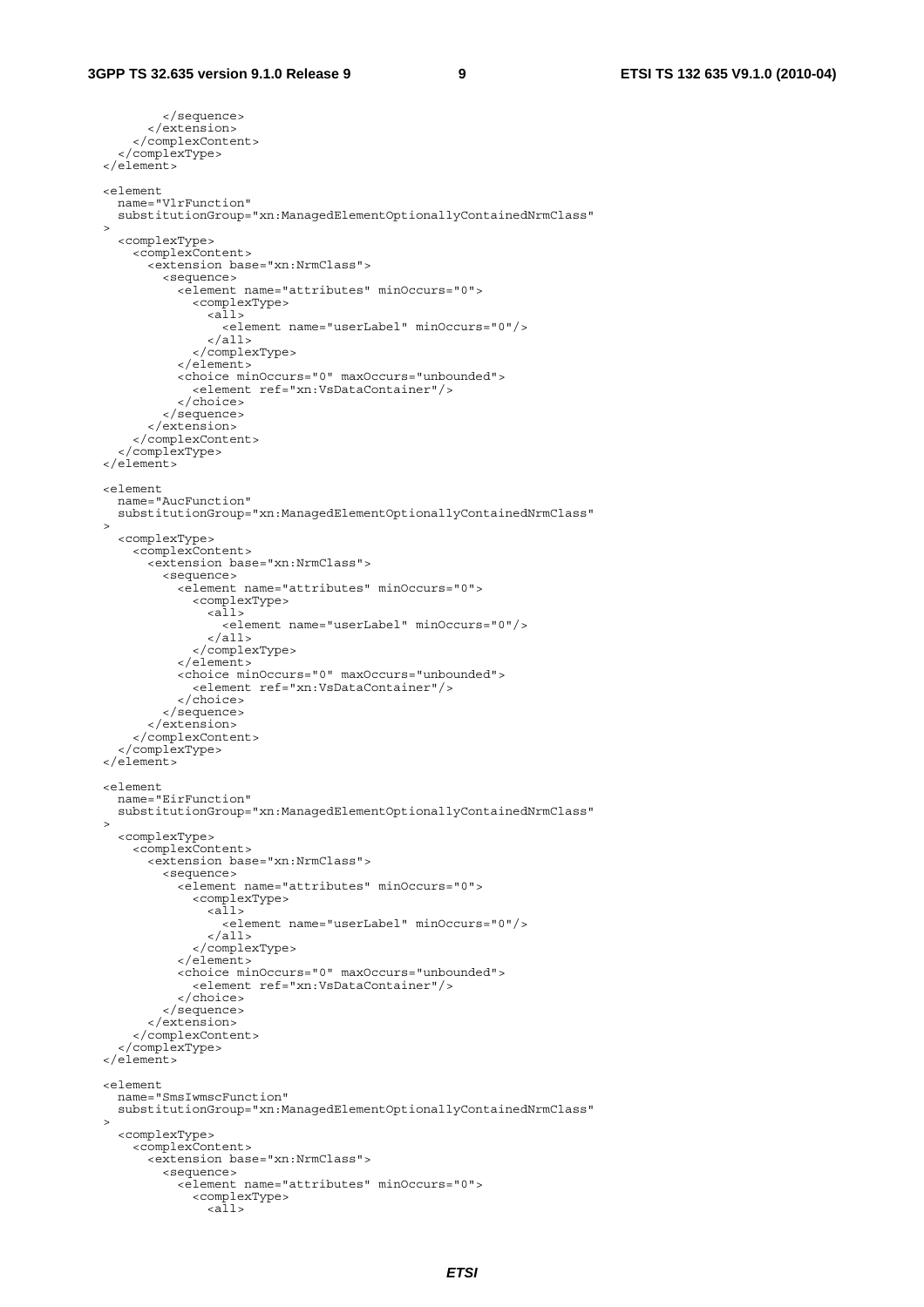```
        </sequence>
      </extension>
    </complexContent>
  </complexType>
</element>

<element
  name="VlrFunction"
  substitutionGroup="xn:ManagedElementOptionallyContainedNrmClass"
>
  <complexType>
    <complexContent>
      <extension base="xn:NrmClass">
        <sequence>
          <element name="attributes" minOccurs="0">
            <complexType>
              <all>
                <element name="userLabel" minOccurs="0"/>
              </all>
            </complexType>
          </element>
          <choice minOccurs="0" maxOccurs="unbounded">
            <element ref="xn:VsDataContainer"/>
          </choice>
        </sequence>
      </extension>
    </complexContent>
  </complexType>
</element>

<element
  name="AucFunction"
  substitutionGroup="xn:ManagedElementOptionallyContainedNrmClass"
>
  <complexType>
    <complexContent>
      <extension base="xn:NrmClass">
        <sequence>
          <element name="attributes" minOccurs="0">
            <complexType>
              <all>
                <element name="userLabel" minOccurs="0"/>
              </all>
            </complexType>
          </element>
          <choice minOccurs="0" maxOccurs="unbounded">
            <element ref="xn:VsDataContainer"/>
          </choice>
        </sequence>
      </extension>
    </complexContent>
  </complexType>
</element>

<element
  name="EirFunction"
  substitutionGroup="xn:ManagedElementOptionallyContainedNrmClass"
>
  <complexType>
    <complexContent>
      <extension base="xn:NrmClass">
        <sequence>
          <element name="attributes" minOccurs="0">
            <complexType>
              <all>
                <element name="userLabel" minOccurs="0"/>
              </all>
            </complexType>
          </element>
          <choice minOccurs="0" maxOccurs="unbounded">
            <element ref="xn:VsDataContainer"/>
          </choice>
        </sequence>
      </extension>
    </complexContent>
  </complexType>
</element>

<element
  name="SmsIwmscFunction"
  substitutionGroup="xn:ManagedElementOptionallyContainedNrmClass"
>
  <complexType>
    <complexContent>
      <extension base="xn:NrmClass">
        <sequence>
          <element name="attributes" minOccurs="0">
            <complexType>
              <all>
```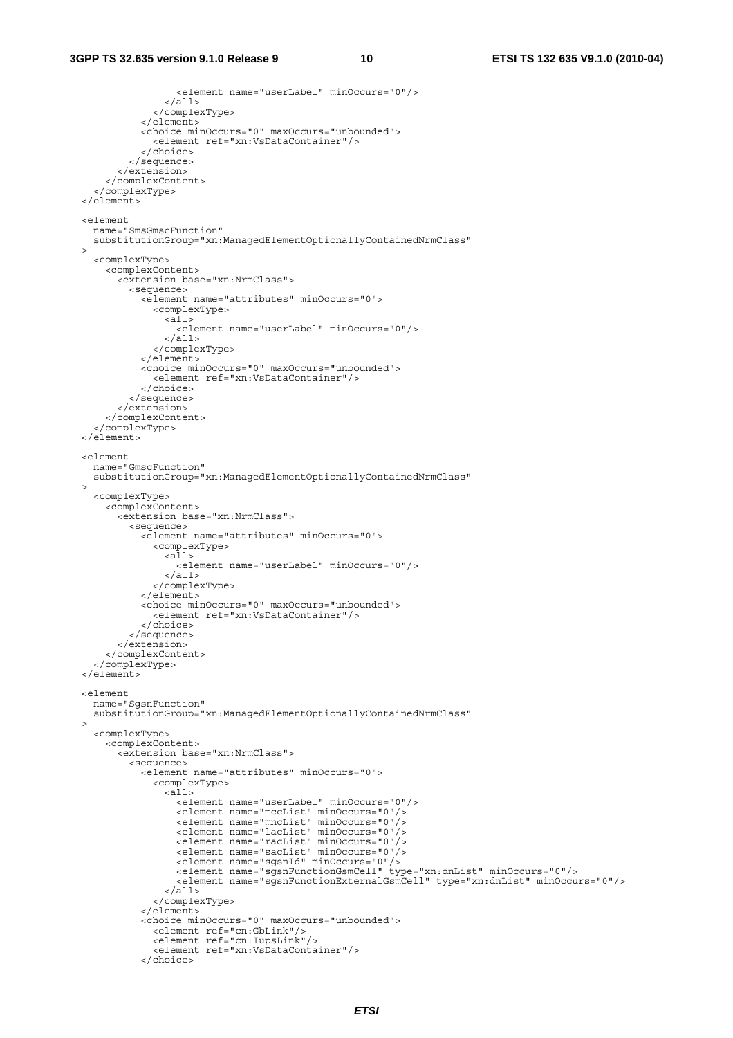```
                <element name="userLabel" minOccurs="0"/>
              </all>
            </complexType>
          </element>
          <choice minOccurs="0" maxOccurs="unbounded">
            <element ref="xn:VsDataContainer"/>
          </choice>
        </sequence>
      </extension>
    </complexContent>
  </complexType>
</element>

<element
  name="SmsGmscFunction"
  substitutionGroup="xn:ManagedElementOptionallyContainedNrmClass"
>
  <complexType>
    <complexContent>
      <extension base="xn:NrmClass">
        <sequence>
          <element name="attributes" minOccurs="0">
            <complexType>
              <all>
                <element name="userLabel" minOccurs="0"/>
              </all>
            </complexType>
          </element>
          <choice minOccurs="0" maxOccurs="unbounded">
            <element ref="xn:VsDataContainer"/>
          </choice>
        </sequence>
      </extension>
    </complexContent>
  </complexType>
</element>

<element
  name="GmscFunction"
  substitutionGroup="xn:ManagedElementOptionallyContainedNrmClass"
>
  <complexType>
    <complexContent>
      <extension base="xn:NrmClass">
        <sequence>
          <element name="attributes" minOccurs="0">
            <complexType>
              <all>
                <element name="userLabel" minOccurs="0"/>
              </all>
            </complexType>
          </element>
          <choice minOccurs="0" maxOccurs="unbounded">
            <element ref="xn:VsDataContainer"/>
          </choice>
        </sequence>
      </extension>
    </complexContent>
  </complexType>
</element>

<element
  name="SgsnFunction"
  substitutionGroup="xn:ManagedElementOptionallyContainedNrmClass"
>
  <complexType>
    <complexContent>
      <extension base="xn:NrmClass">
        <sequence>
          <element name="attributes" minOccurs="0">
            <complexType>
              <all>
                <element name="userLabel" minOccurs="0"/>
                <element name="mccList" minOccurs="0"/>
                <element name="mncList" minOccurs="0"/>
                <element name="lacList" minOccurs="0"/>
                <element name="racList" minOccurs="0"/>
                <element name="sacList" minOccurs="0"/>
                <element name="sgsnId" minOccurs="0"/>
                <element name="sgsnFunctionGsmCell" type="xn:dnList" minOccurs="0"/>
                <element name="sgsnFunctionExternalGsmCell" type="xn:dnList" minOccurs="0"/>
              </all>
            </complexType>
          </element>
          <choice minOccurs="0" maxOccurs="unbounded">
            <element ref="cn:GbLink"/>
            <element ref="cn:IupsLink"/>
            <element ref="xn:VsDataContainer"/>
          </choice>
```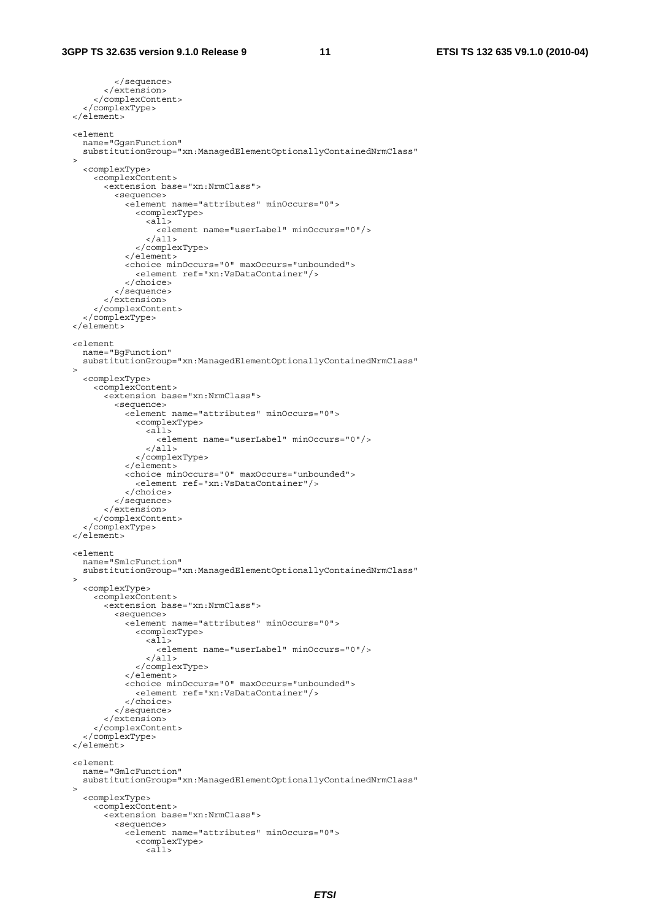```
          </sequence>
        </extension>
      </complexContent>
    </complexType>
  </element>

  <element
    name="GgsnFunction"
    substitutionGroup="xn:ManagedElementOptionallyContainedNrmClass"
  >
    <complexType>
      <complexContent>
        <extension base="xn:NrmClass">
          <sequence>
            <element name="attributes" minOccurs="0">
              <complexType>
                <all>
                  <element name="userLabel" minOccurs="0"/>
                </all>
              </complexType>
            </element>
            <choice minOccurs="0" maxOccurs="unbounded">
              <element ref="xn:VsDataContainer"/>
            </choice>
          </sequence>
        </extension>
      </complexContent>
    </complexType>
  </element>

  <element
    name="BgFunction"
    substitutionGroup="xn:ManagedElementOptionallyContainedNrmClass"
  >
    <complexType>
      <complexContent>
        <extension base="xn:NrmClass">
          <sequence>
            <element name="attributes" minOccurs="0">
              <complexType>
                <all>
                  <element name="userLabel" minOccurs="0"/>
                </all>
              </complexType>
            </element>
            <choice minOccurs="0" maxOccurs="unbounded">
              <element ref="xn:VsDataContainer"/>
            </choice>
          </sequence>
        </extension>
      </complexContent>
    </complexType>
  </element>

  <element
    name="SmlcFunction"
    substitutionGroup="xn:ManagedElementOptionallyContainedNrmClass"
  >
    <complexType>
      <complexContent>
        <extension base="xn:NrmClass">
          <sequence>
            <element name="attributes" minOccurs="0">
              <complexType>
                <all>
                  <element name="userLabel" minOccurs="0"/>
                </all>
              </complexType>
            </element>
            <choice minOccurs="0" maxOccurs="unbounded">
              <element ref="xn:VsDataContainer"/>
            </choice>
          </sequence>
        </extension>
      </complexContent>
    </complexType>
  </element>

  <element
    name="GmlcFunction"
    substitutionGroup="xn:ManagedElementOptionallyContainedNrmClass"
  >
    <complexType>
      <complexContent>
        <extension base="xn:NrmClass">
          <sequence>
            <element name="attributes" minOccurs="0">
              <complexType>
                <all>
```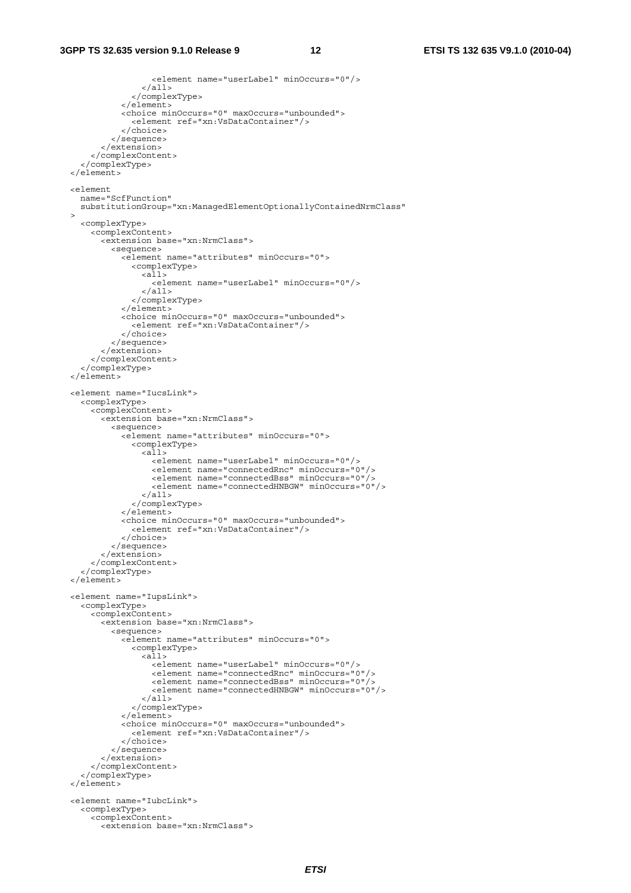```
              <element name="userLabel" minOccurs="0"/>
            </all>
          </complexType>
        </element>
        <choice minOccurs="0" maxOccurs="unbounded">
          <element ref="xn:VsDataContainer"/>
        </choice>
      </sequence>
    </extension>
  </complexContent>
</complexType>
</element>

<element
  name="ScfFunction"
  substitutionGroup="xn:ManagedElementOptionallyContainedNrmClass"
>
  <complexType>
    <complexContent>
      <extension base="xn:NrmClass">
        <sequence>
          <element name="attributes" minOccurs="0">
            <complexType>
              <all>
                <element name="userLabel" minOccurs="0"/>
              </all>
            </complexType>
          </element>
          <choice minOccurs="0" maxOccurs="unbounded">
            <element ref="xn:VsDataContainer"/>
          </choice>
        </sequence>
      </extension>
    </complexContent>
  </complexType>
</element>

<element name="IucsLink">
  <complexType>
    <complexContent>
      <extension base="xn:NrmClass">
        <sequence>
          <element name="attributes" minOccurs="0">
            <complexType>
              <all>
                <element name="userLabel" minOccurs="0"/>
                <element name="connectedRnc" minOccurs="0"/>
                <element name="connectedBss" minOccurs="0"/>
                <element name="connectedHNBGW" minOccurs="0"/>
              </all>
            </complexType>
          </element>
          <choice minOccurs="0" maxOccurs="unbounded">
            <element ref="xn:VsDataContainer"/>
          </choice>
        </sequence>
      </extension>
    </complexContent>
  </complexType>
</element>

<element name="IupsLink">
  <complexType>
    <complexContent>
      <extension base="xn:NrmClass">
        <sequence>
          <element name="attributes" minOccurs="0">
            <complexType>
              <all>
                <element name="userLabel" minOccurs="0"/>
                <element name="connectedRnc" minOccurs="0"/>
                <element name="connectedBss" minOccurs="0"/>
                <element name="connectedHNBGW" minOccurs="0"/>
              </all>
            </complexType>
          </element>
          <choice minOccurs="0" maxOccurs="unbounded">
            <element ref="xn:VsDataContainer"/>
          </choice>
        </sequence>
      </extension>
    </complexContent>
  </complexType>
</element>

<element name="IubcLink">
  <complexType>
    <complexContent>
      <extension base="xn:NrmClass">
```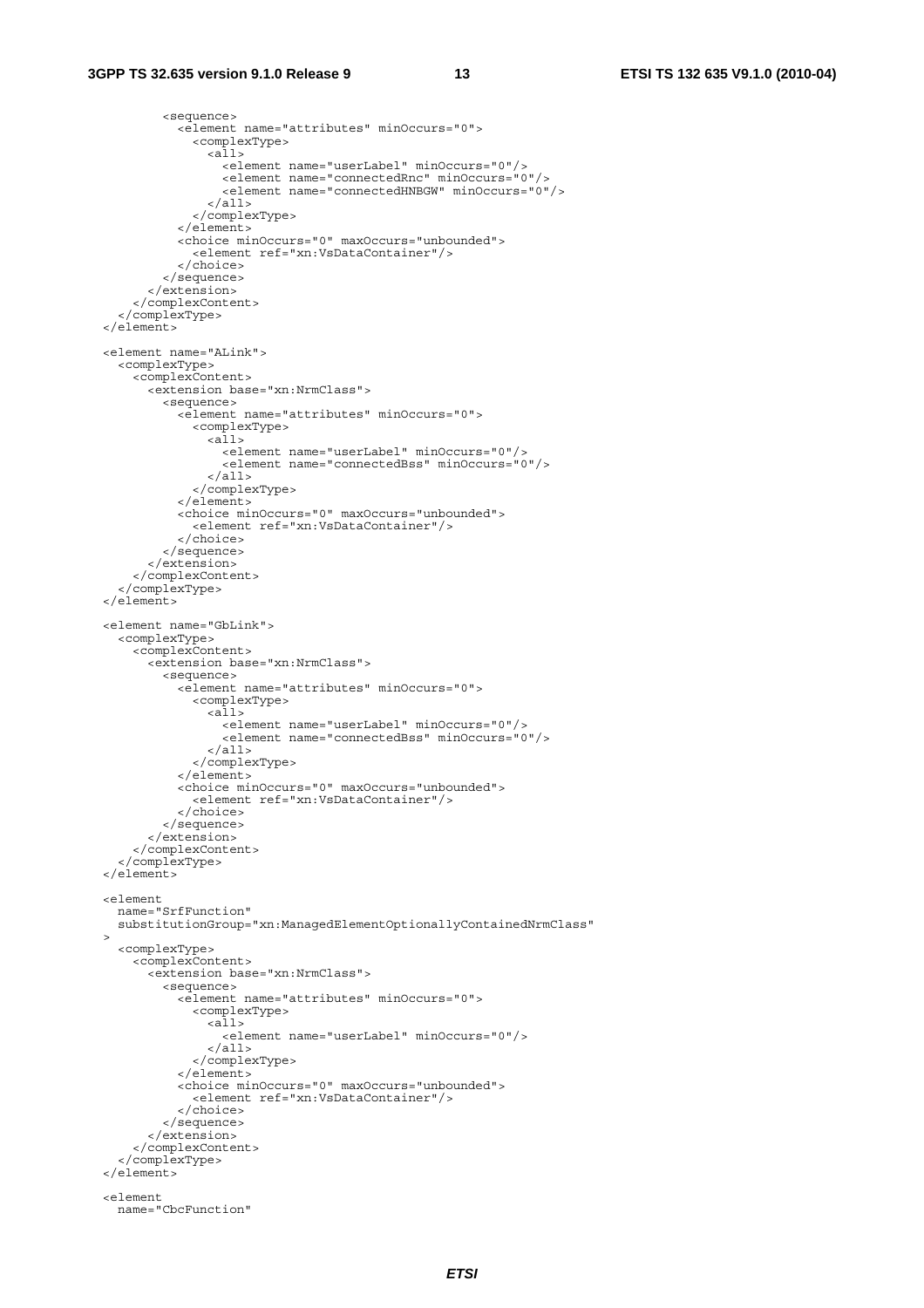```
        <sequence>
          <element name="attributes" minOccurs="0">
            <complexType>
              <all>
                <element name="userLabel" minOccurs="0"/>
                <element name="connectedRnc" minOccurs="0"/>
                <element name="connectedHNBGW" minOccurs="0"/>
              </all>
            </complexType>
          </element>
          <choice minOccurs="0" maxOccurs="unbounded">
            <element ref="xn:VsDataContainer"/>
          </choice>
        </sequence>
      </extension>
    </complexContent>
  </complexType>
</element>

<element name="ALink">
  <complexType>
    <complexContent>
      <extension base="xn:NrmClass">
        <sequence>
          <element name="attributes" minOccurs="0">
            <complexType>
              <all>
                <element name="userLabel" minOccurs="0"/>
                <element name="connectedBss" minOccurs="0"/>
              </all>
            </complexType>
          </element>
          <choice minOccurs="0" maxOccurs="unbounded">
            <element ref="xn:VsDataContainer"/>
          </choice>
        </sequence>
      </extension>
    </complexContent>
  </complexType>
</element>

<element name="GbLink">
  <complexType>
    <complexContent>
      <extension base="xn:NrmClass">
        <sequence>
          <element name="attributes" minOccurs="0">
            <complexType>
              <all>
                <element name="userLabel" minOccurs="0"/>
                <element name="connectedBss" minOccurs="0"/>
              </all>
            </complexType>
          </element>
          <choice minOccurs="0" maxOccurs="unbounded">
            <element ref="xn:VsDataContainer"/>
          </choice>
        </sequence>
      </extension>
    </complexContent>
  </complexType>
</element>

<element
  name="SrfFunction"
  substitutionGroup="xn:ManagedElementOptionallyContainedNrmClass"
>
  <complexType>
    <complexContent>
      <extension base="xn:NrmClass">
        <sequence>
          <element name="attributes" minOccurs="0">
            <complexType>
              <all>
                <element name="userLabel" minOccurs="0"/>
              </all>
            </complexType>
          </element>
          <choice minOccurs="0" maxOccurs="unbounded">
            <element ref="xn:VsDataContainer"/>
          </choice>
        </sequence>
      </extension>
    </complexContent>
  </complexType>
</element>

<element
  name="CbcFunction"
```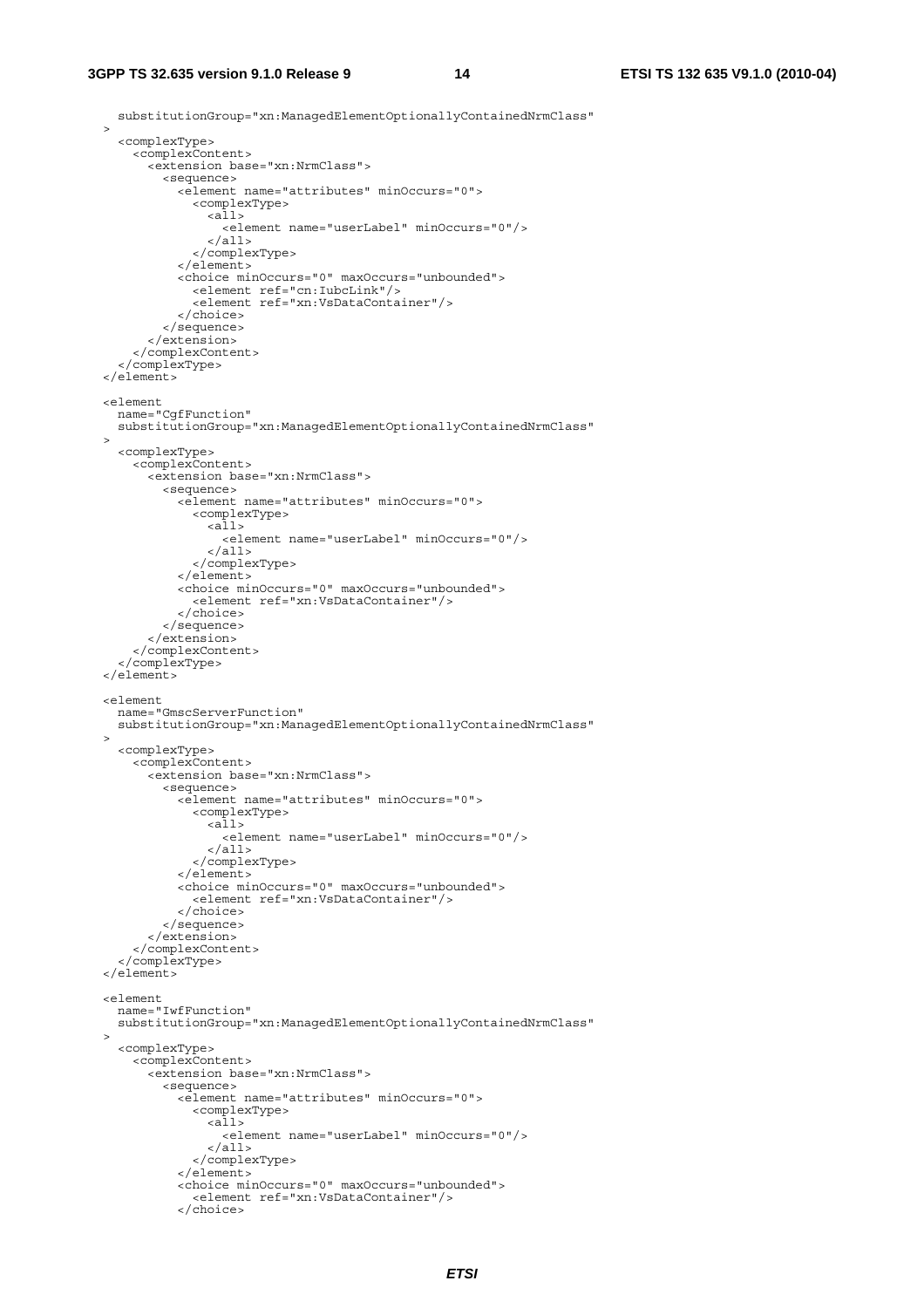```
    substitutionGroup="xn:ManagedElementOptionallyContainedNrmClass"
  >
    <complexType>
      <complexContent>
        <extension base="xn:NrmClass">
          <sequence>
            <element name="attributes" minOccurs="0">
              <complexType>
                <all>
                  <element name="userLabel" minOccurs="0"/>
                </all>
              </complexType>
            </element>
            <choice minOccurs="0" maxOccurs="unbounded">
              <element ref="cn:IubcLink"/>
              <element ref="xn:VsDataContainer"/>
            </choice>
          </sequence>
        </extension>
      </complexContent>
    </complexType>
  </element>

  <element
    name="CgfFunction"
    substitutionGroup="xn:ManagedElementOptionallyContainedNrmClass"
  >
    <complexType>
      <complexContent>
        <extension base="xn:NrmClass">
          <sequence>
            <element name="attributes" minOccurs="0">
              <complexType>
                <all>
                  <element name="userLabel" minOccurs="0"/>
                </all>
              </complexType>
            </element>
            <choice minOccurs="0" maxOccurs="unbounded">
              <element ref="xn:VsDataContainer"/>
            </choice>
          </sequence>
        </extension>
      </complexContent>
    </complexType>
  </element>

  <element
    name="GmscServerFunction"
    substitutionGroup="xn:ManagedElementOptionallyContainedNrmClass"
  >
    <complexType>
      <complexContent>
        <extension base="xn:NrmClass">
          <sequence>
            <element name="attributes" minOccurs="0">
              <complexType>
                <all>
                  <element name="userLabel" minOccurs="0"/>
                </all>
              </complexType>
            </element>
            <choice minOccurs="0" maxOccurs="unbounded">
              <element ref="xn:VsDataContainer"/>
            </choice>
          </sequence>
        </extension>
      </complexContent>
    </complexType>
  </element>

  <element
    name="IwfFunction"
    substitutionGroup="xn:ManagedElementOptionallyContainedNrmClass"
  >
    <complexType>
      <complexContent>
        <extension base="xn:NrmClass">
          <sequence>
            <element name="attributes" minOccurs="0">
              <complexType>
                <all>
                  <element name="userLabel" minOccurs="0"/>
                </all>
              </complexType>
            </element>
            <choice minOccurs="0" maxOccurs="unbounded">
              <element ref="xn:VsDataContainer"/>
            </choice>
```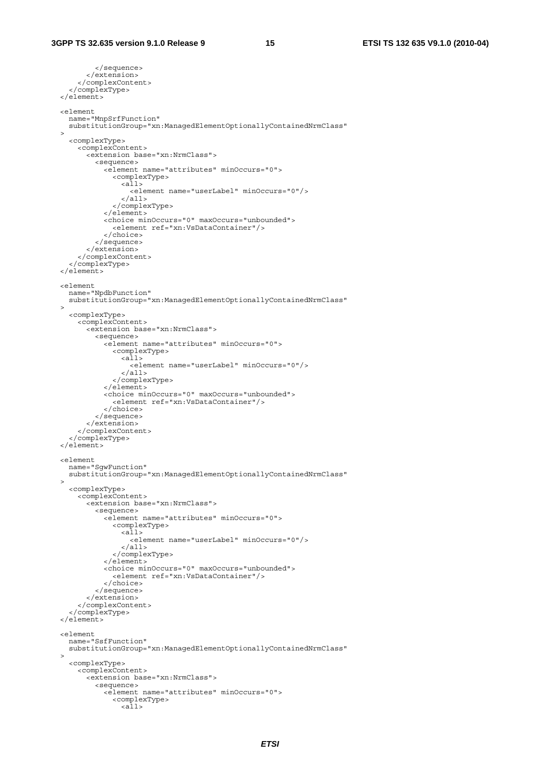```
        </sequence>
      </extension>
    </complexContent>
  </complexType>
</element>

<element
  name="MnpSrfFunction"
  substitutionGroup="xn:ManagedElementOptionallyContainedNrmClass"
>
  <complexType>
    <complexContent>
      <extension base="xn:NrmClass">
        <sequence>
          <element name="attributes" minOccurs="0">
            <complexType>
              <all>
                <element name="userLabel" minOccurs="0"/>
              </all>
            </complexType>
          </element>
          <choice minOccurs="0" maxOccurs="unbounded">
            <element ref="xn:VsDataContainer"/>
          </choice>
        </sequence>
      </extension>
    </complexContent>
  </complexType>
</element>

<element
  name="NpdbFunction"
  substitutionGroup="xn:ManagedElementOptionallyContainedNrmClass"
>
  <complexType>
    <complexContent>
      <extension base="xn:NrmClass">
        <sequence>
          <element name="attributes" minOccurs="0">
            <complexType>
              <all>
                <element name="userLabel" minOccurs="0"/>
              </all>
            </complexType>
          </element>
          <choice minOccurs="0" maxOccurs="unbounded">
            <element ref="xn:VsDataContainer"/>
          </choice>
        </sequence>
      </extension>
    </complexContent>
  </complexType>
</element>

<element
  name="SgwFunction"
  substitutionGroup="xn:ManagedElementOptionallyContainedNrmClass"
>
  <complexType>
    <complexContent>
      <extension base="xn:NrmClass">
        <sequence>
          <element name="attributes" minOccurs="0">
            <complexType>
              <all>
                <element name="userLabel" minOccurs="0"/>
              </all>
            </complexType>
          </element>
          <choice minOccurs="0" maxOccurs="unbounded">
            <element ref="xn:VsDataContainer"/>
          </choice>
        </sequence>
      </extension>
    </complexContent>
  </complexType>
</element>

<element
  name="SsfFunction"
  substitutionGroup="xn:ManagedElementOptionallyContainedNrmClass"
>
  <complexType>
    <complexContent>
      <extension base="xn:NrmClass">
        <sequence>
          <element name="attributes" minOccurs="0">
            <complexType>
              <all>
```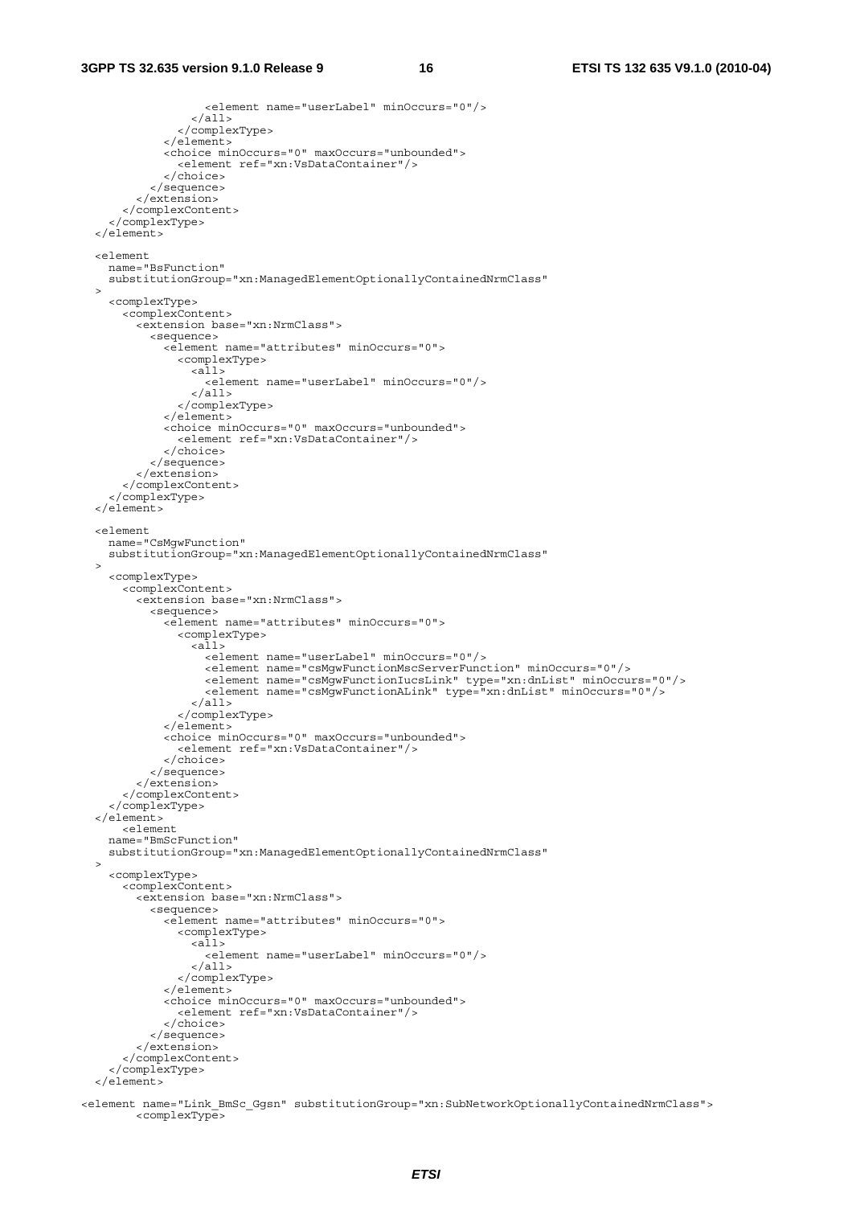```
                  <element name="userLabel" minOccurs="0"/>
                </all>
              </complexType>
            </element>
            <choice minOccurs="0" maxOccurs="unbounded">
              <element ref="xn:VsDataContainer"/>
            </choice>
          </sequence>
        </extension>
      </complexContent>
    </complexType>
  </element>

  <element
    name="BsFunction"
    substitutionGroup="xn:ManagedElementOptionallyContainedNrmClass"
  >
    <complexType>
      <complexContent>
        <extension base="xn:NrmClass">
          <sequence>
            <element name="attributes" minOccurs="0">
              <complexType>
                <all>
                  <element name="userLabel" minOccurs="0"/>
                </all>
              </complexType>
            </element>
            <choice minOccurs="0" maxOccurs="unbounded">
              <element ref="xn:VsDataContainer"/>
            </choice>
          </sequence>
        </extension>
      </complexContent>
    </complexType>
  </element>

  <element
    name="CsMgwFunction"
    substitutionGroup="xn:ManagedElementOptionallyContainedNrmClass"
  >
    <complexType>
      <complexContent>
        <extension base="xn:NrmClass">
          <sequence>
            <element name="attributes" minOccurs="0">
              <complexType>
                <all>
                  <element name="userLabel" minOccurs="0"/>
                  <element name="csMgwFunctionMscServerFunction" minOccurs="0"/>
                  <element name="csMgwFunctionIucsLink" type="xn:dnList" minOccurs="0"/>
                  <element name="csMgwFunctionALink" type="xn:dnList" minOccurs="0"/>
                </all>
              </complexType>
            </element>
            <choice minOccurs="0" maxOccurs="unbounded">
              <element ref="xn:VsDataContainer"/>
            </choice>
          </sequence>
        </extension>
      </complexContent>
    </complexType>
  </element>
      <element
    name="BmScFunction"
    substitutionGroup="xn:ManagedElementOptionallyContainedNrmClass"
  >
    <complexType>
      <complexContent>
        <extension base="xn:NrmClass">
          <sequence>
            <element name="attributes" minOccurs="0">
              <complexType>
                <all>
                  <element name="userLabel" minOccurs="0"/>
                </all>
              </complexType>
            </element>
            <choice minOccurs="0" maxOccurs="unbounded">
              <element ref="xn:VsDataContainer"/>
            </choice>
          </sequence>
        </extension>
      </complexContent>
    </complexType>
  </element>

<element name="Link_BmSc_Ggsn" substitutionGroup="xn:SubNetworkOptionallyContainedNrmClass">
        <complexType>
```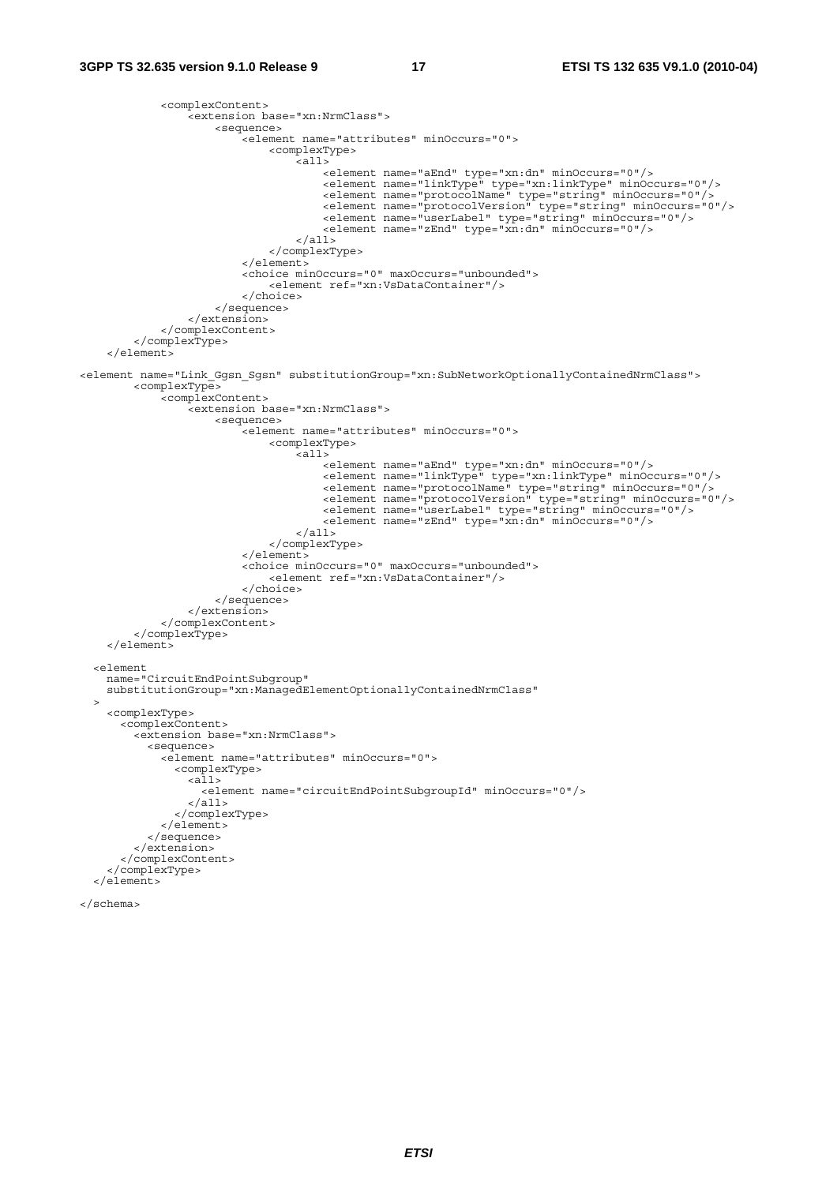```
            <complexContent>
                <extension base="xn:NrmClass">
                    <sequence>
                        <element name="attributes" minOccurs="0">
                            <complexType>
                                <all>
                                    <element name="aEnd" type="xn:dn" minOccurs="0"/>
                                    <element name="linkType" type="xn:linkType" minOccurs="0"/>
                                    <element name="protocolName" type="string" minOccurs="0"/>
                                    <element name="protocolVersion" type="string" minOccurs="0"/>
                                    <element name="userLabel" type="string" minOccurs="0"/>
                                    <element name="zEnd" type="xn:dn" minOccurs="0"/>
                                </all>
                            </complexType>
                        </element>
                        <choice minOccurs="0" maxOccurs="unbounded">
                            <element ref="xn:VsDataContainer"/>
                        </choice>
                    </sequence>
                </extension>
            </complexContent>
        </complexType>
    </element>

<element name="Link_Ggsn_Sgsn" substitutionGroup="xn:SubNetworkOptionallyContainedNrmClass">
        <complexType>
            <complexContent>
                <extension base="xn:NrmClass">
                    <sequence>
                        <element name="attributes" minOccurs="0">
                            <complexType>
                                <all>
                                    <element name="aEnd" type="xn:dn" minOccurs="0"/>
                                    <element name="linkType" type="xn:linkType" minOccurs="0"/>
                                    <element name="protocolName" type="string" minOccurs="0"/>
                                    <element name="protocolVersion" type="string" minOccurs="0"/>
                                    <element name="userLabel" type="string" minOccurs="0"/>
                                    <element name="zEnd" type="xn:dn" minOccurs="0"/>
                                </all>
                            </complexType>
                        </element>
                        <choice minOccurs="0" maxOccurs="unbounded">
                            <element ref="xn:VsDataContainer"/>
                        </choice>
                    </sequence>
                </extension>
            </complexContent>
        </complexType>
    </element>

  <element
    name="CircuitEndPointSubgroup"
    substitutionGroup="xn:ManagedElementOptionallyContainedNrmClass"
  >
    <complexType>
      <complexContent>
        <extension base="xn:NrmClass">
          <sequence>
            <element name="attributes" minOccurs="0">
              <complexType>
                <all>
                  <element name="circuitEndPointSubgroupId" minOccurs="0"/>
                </all>
              </complexType>
            </element>
          </sequence>
        </extension>
      </complexContent>
    </complexType>
  </element>

</schema>
```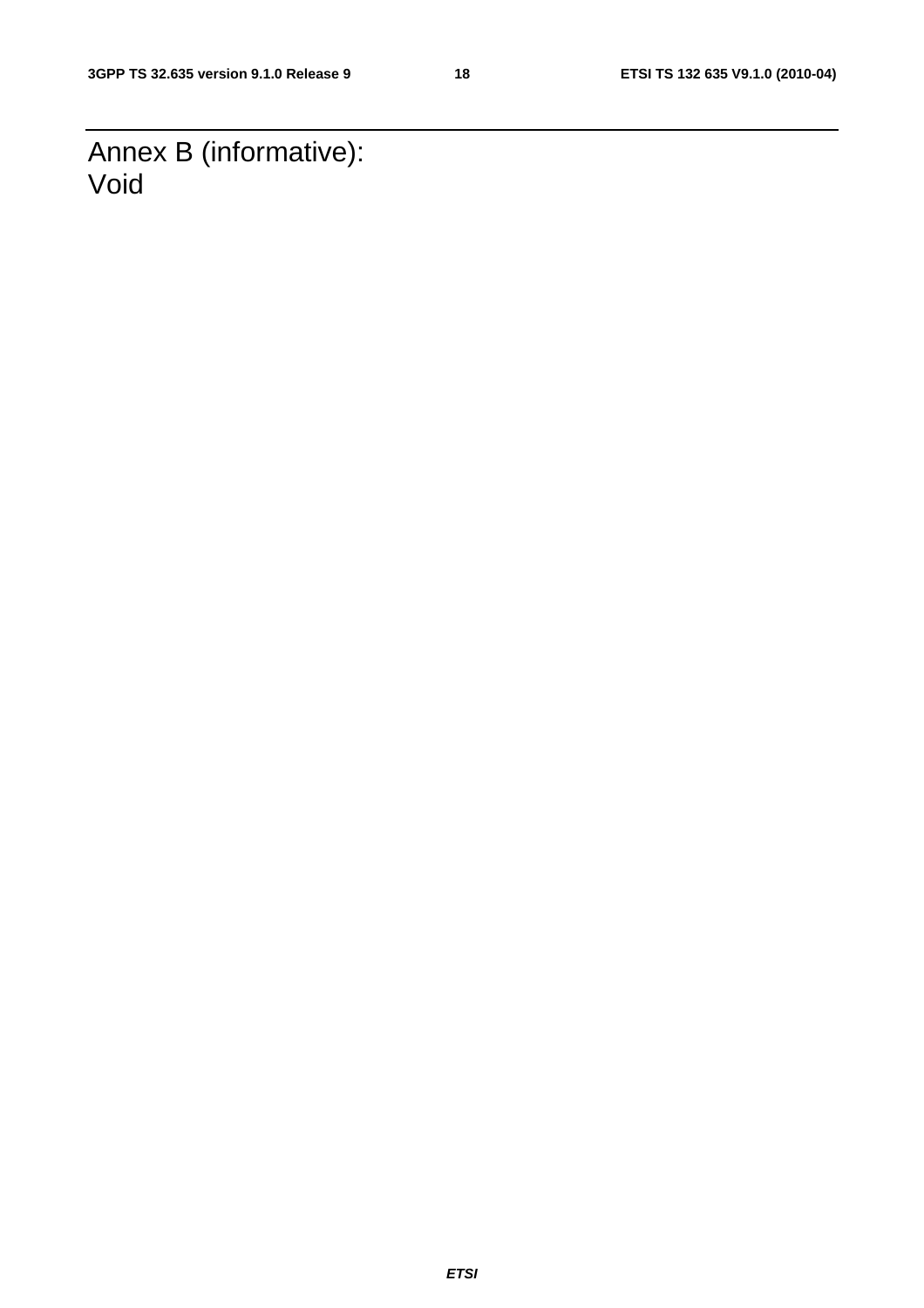# Annex B (informative): Void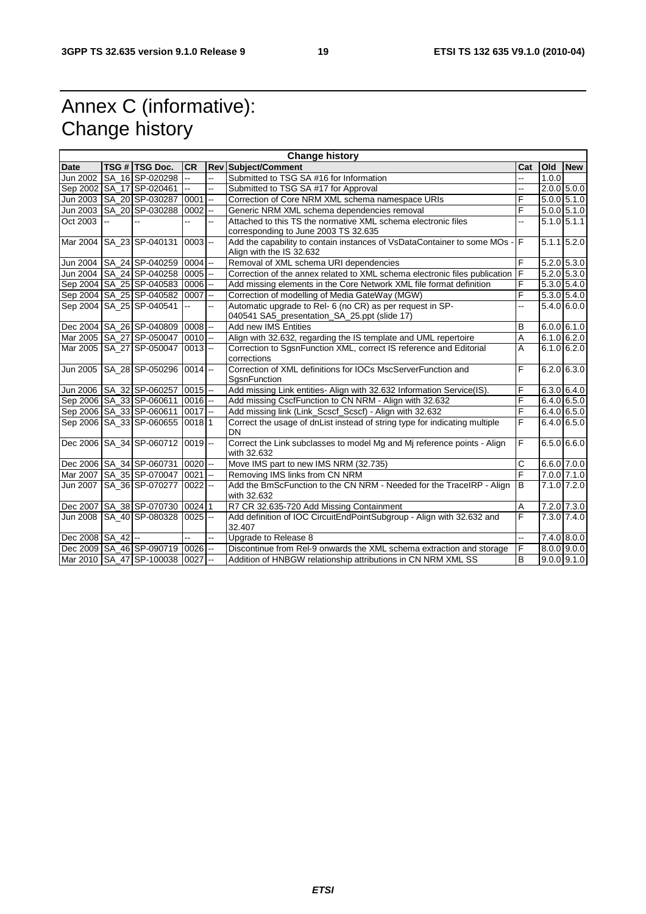# Annex C (informative): Change history

| Change history | | | | | | | | |
|---|---|---|---|---|---|---|---|---|
| **Date** | **TSG #** | **TSG Doc.** | **CR** | **Rev** | **Subject/Comment** | **Cat** | **Old** | **New** |
| Jun 2002 | SA_16 | SP-020298 | -- | -- | Submitted to TSG SA #16 for Information | -- | 1.0.0 | |
| Sep 2002 | SA_17 | SP-020461 | -- | -- | Submitted to TSG SA #17 for Approval | -- | 2.0.0 | 5.0.0 |
| Jun 2003 | SA_20 | SP-030287 | 0001 | -- | Correction of Core NRM XML schema namespace URIs | F | 5.0.0 | 5.1.0 |
| Jun 2003 | SA_20 | SP-030288 | 0002 | -- | Generic NRM XML schema dependencies removal | F | 5.0.0 | 5.1.0 |
| Oct 2003 | -- | -- | -- | -- | Attached to this TS the normative XML schema electronic files corresponding to June 2003 TS 32.635 | -- | 5.1.0 | 5.1.1 |
| Mar 2004 | SA_23 | SP-040131 | 0003 | -- | Add the capability to contain instances of VsDataContainer to some MOs - Align with the IS 32.632 | F | 5.1.1 | 5.2.0 |
| Jun 2004 | SA_24 | SP-040259 | 0004 | -- | Removal of XML schema URI dependencies | F | 5.2.0 | 5.3.0 |
| Jun 2004 | SA_24 | SP-040258 | 0005 | -- | Correction of the annex related to XML schema electronic files publication | F | 5.2.0 | 5.3.0 |
| Sep 2004 | SA_25 | SP-040583 | 0006 | -- | Add missing elements in the Core Network XML file format definition | F | 5.3.0 | 5.4.0 |
| Sep 2004 | SA_25 | SP-040582 | 0007 | -- | Correction of modelling of Media GateWay (MGW) | F | 5.3.0 | 5.4.0 |
| Sep 2004 | SA_25 | SP-040541 | -- | -- | Automatic upgrade to Rel- 6 (no CR) as per request in SP-040541 SA5_presentation_SA_25.ppt (slide 17) | -- | 5.4.0 | 6.0.0 |
| Dec 2004 | SA_26 | SP-040809 | 0008 | -- | Add new IMS Entities | B | 6.0.0 | 6.1.0 |
| Mar 2005 | SA_27 | SP-050047 | 0010 | -- | Align with 32.632, regarding the IS template and UML repertoire | A | 6.1.0 | 6.2.0 |
| Mar 2005 | SA_27 | SP-050047 | 0013 | -- | Correction to SgsnFunction XML, correct IS reference and Editorial corrections | A | 6.1.0 | 6.2.0 |
| Jun 2005 | SA_28 | SP-050296 | 0014 | -- | Correction of XML definitions for IOCs MscServerFunction and SgsnFunction | F | 6.2.0 | 6.3.0 |
| Jun 2006 | SA_32 | SP-060257 | 0015 | -- | Add missing Link entities- Align with 32.632 Information Service(IS). | F | 6.3.0 | 6.4.0 |
| Sep 2006 | SA_33 | SP-060611 | 0016 | -- | Add missing CscfFunction to CN NRM - Align with 32.632 | F | 6.4.0 | 6.5.0 |
| Sep 2006 | SA_33 | SP-060611 | 0017 | -- | Add missing link (Link_Scscf_Scscf) - Align with 32.632 | F | 6.4.0 | 6.5.0 |
| Sep 2006 | SA_33 | SP-060655 | 0018 | 1 | Correct the usage of dnList instead of string type for indicating multiple DN | F | 6.4.0 | 6.5.0 |
| Dec 2006 | SA_34 | SP-060712 | 0019 | -- | Correct the Link subclasses to model Mg and Mj reference points - Align with 32.632 | F | 6.5.0 | 6.6.0 |
| Dec 2006 | SA_34 | SP-060731 | 0020 | -- | Move IMS part to new IMS NRM (32.735) | C | 6.6.0 | 7.0.0 |
| Mar 2007 | SA_35 | SP-070047 | 0021 | -- | Removing IMS links from CN NRM | F | 7.0.0 | 7.1.0 |
| Jun 2007 | SA_36 | SP-070277 | 0022 | -- | Add the BmScFunction to the CN NRM - Needed for the TraceIRP - Align with 32.632 | B | 7.1.0 | 7.2.0 |
| Dec 2007 | SA_38 | SP-070730 | 0024 | 1 | R7 CR 32.635-720 Add Missing Containment | A | 7.2.0 | 7.3.0 |
| Jun 2008 | SA_40 | SP-080328 | 0025 | -- | Add definition of IOC CircuitEndPointSubgroup - Align with 32.632 and 32.407 | F | 7.3.0 | 7.4.0 |
| Dec 2008 | SA_42 | -- | -- | -- | Upgrade to Release 8 | -- | 7.4.0 | 8.0.0 |
| Dec 2009 | SA_46 | SP-090719 | 0026 | -- | Discontinue from Rel-9 onwards the XML schema extraction and storage | F | 8.0.0 | 9.0.0 |
| Mar 2010 | SA_47 | SP-100038 | 0027 | -- | Addition of HNBGW relationship attributions in CN NRM XML SS | B | 9.0.0 | 9.1.0 |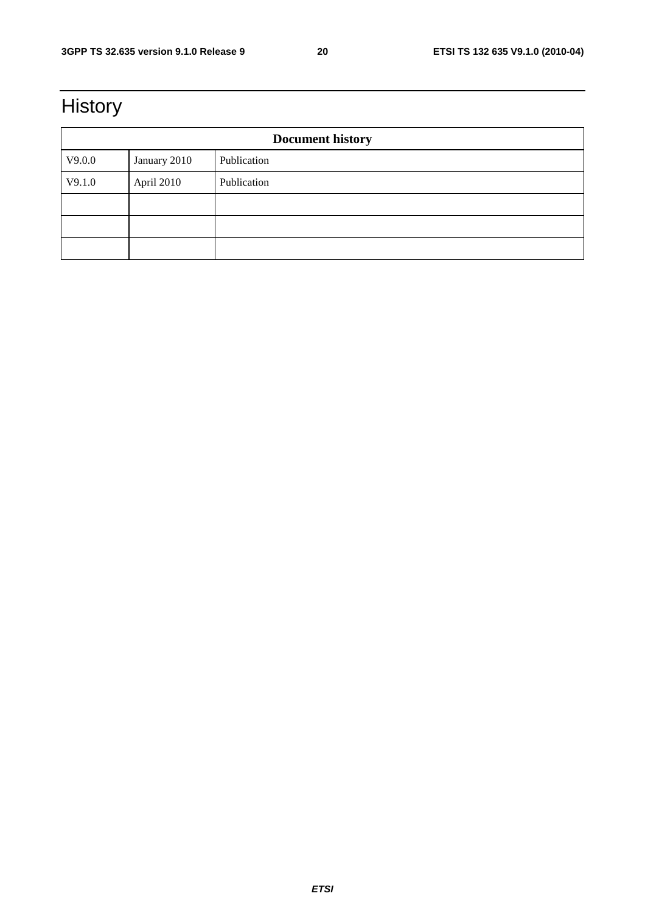# History

| Document history | | |
|---|---|---|
| V9.0.0 | January 2010 | Publication |
| V9.1.0 | April 2010 | Publication |
| | | |
| | | |
| | | |